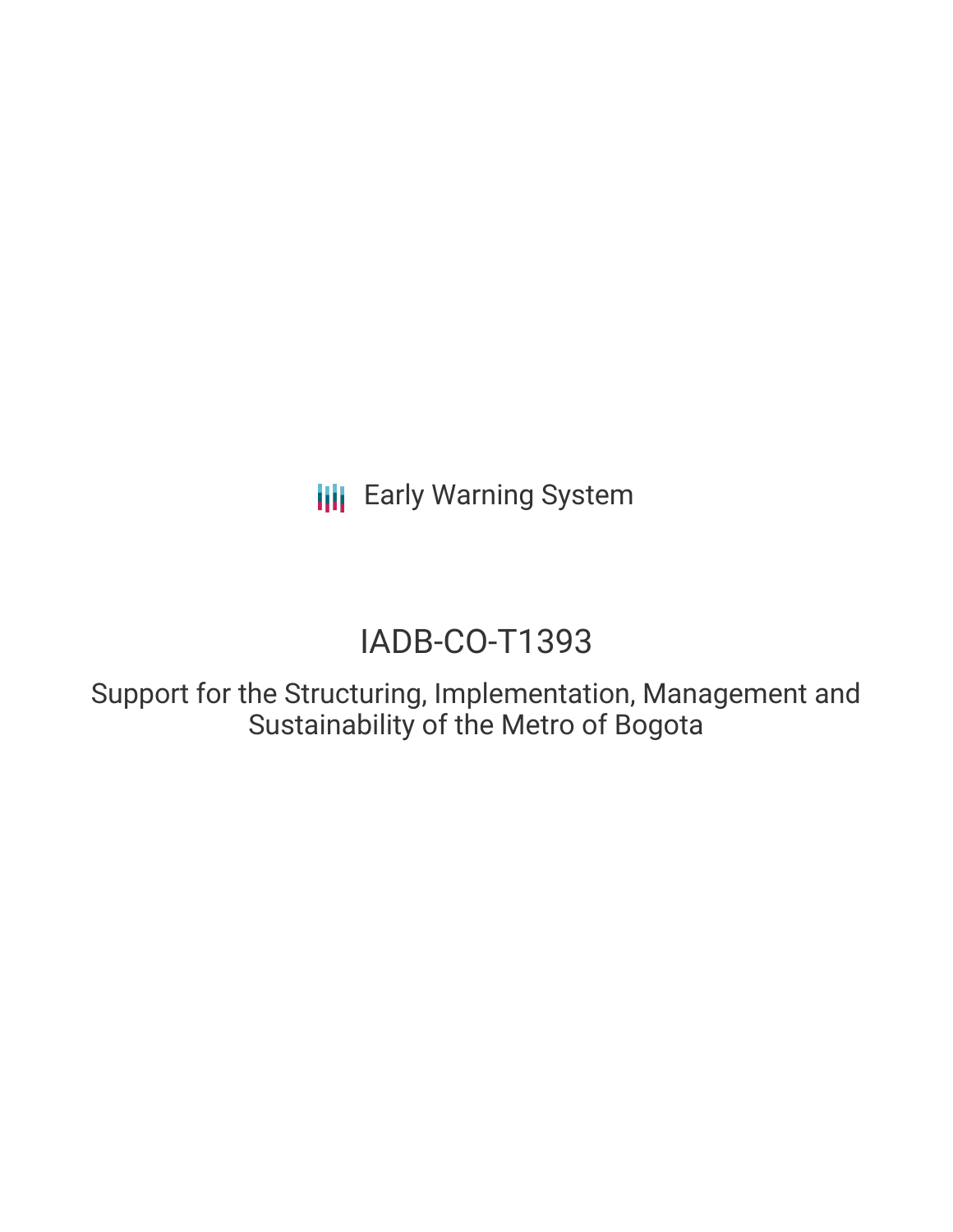Early Warning System

# IADB-CO-T1393

## Support for the Structuring, Implementation, Management and Sustainability of the Metro of Bogota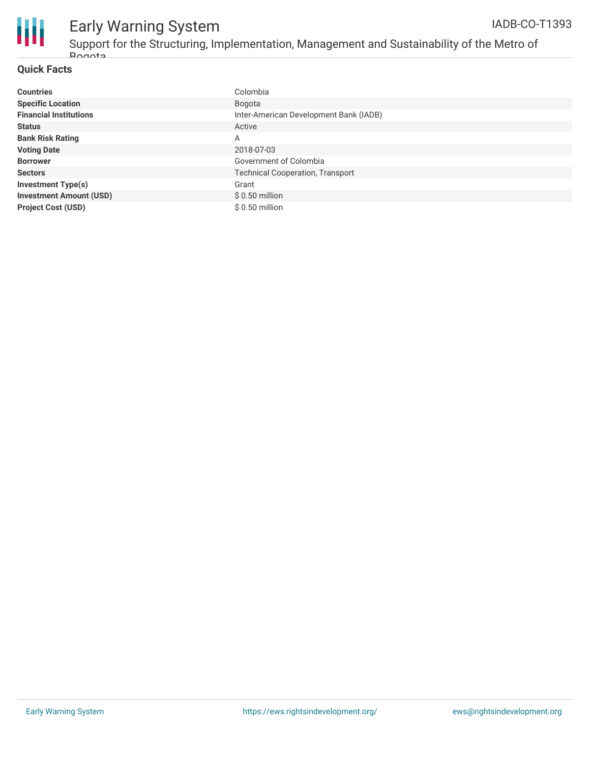## Quick Facts

| | |
|---|---|
| **Countries** | Colombia |
| **Specific Location** | Bogota |
| **Financial Institutions** | Inter-American Development Bank (IADB) |
| **Status** | Active |
| **Bank Risk Rating** | A |
| **Voting Date** | 2018-07-03 |
| **Borrower** | Government of Colombia |
| **Sectors** | Technical Cooperation, Transport |
| **Investment Type(s)** | Grant |
| **Investment Amount (USD)** | $ 0.50 million |
| **Project Cost (USD)** | $ 0.50 million |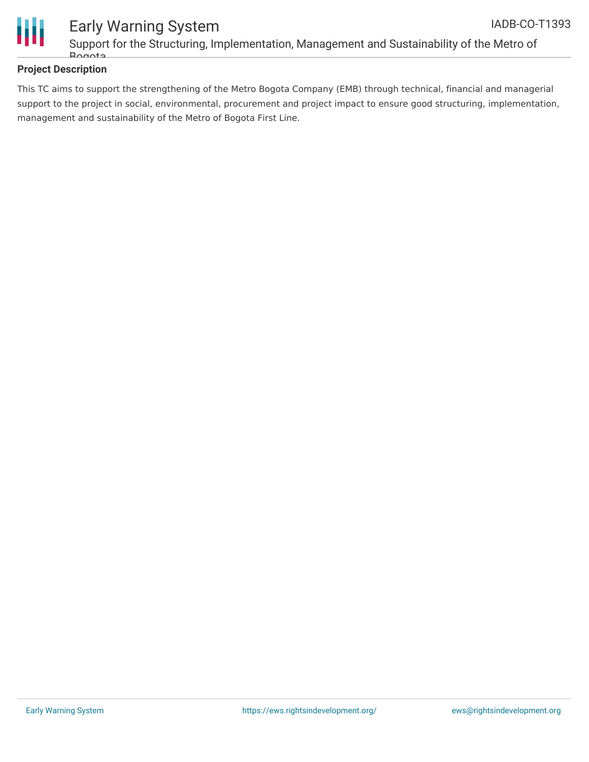## Project Description

This TC aims to support the strengthening of the Metro Bogota Company (EMB) through technical, financial and managerial support to the project in social, environmental, procurement and project impact to ensure good structuring, implementation, management and sustainability of the Metro of Bogota First Line.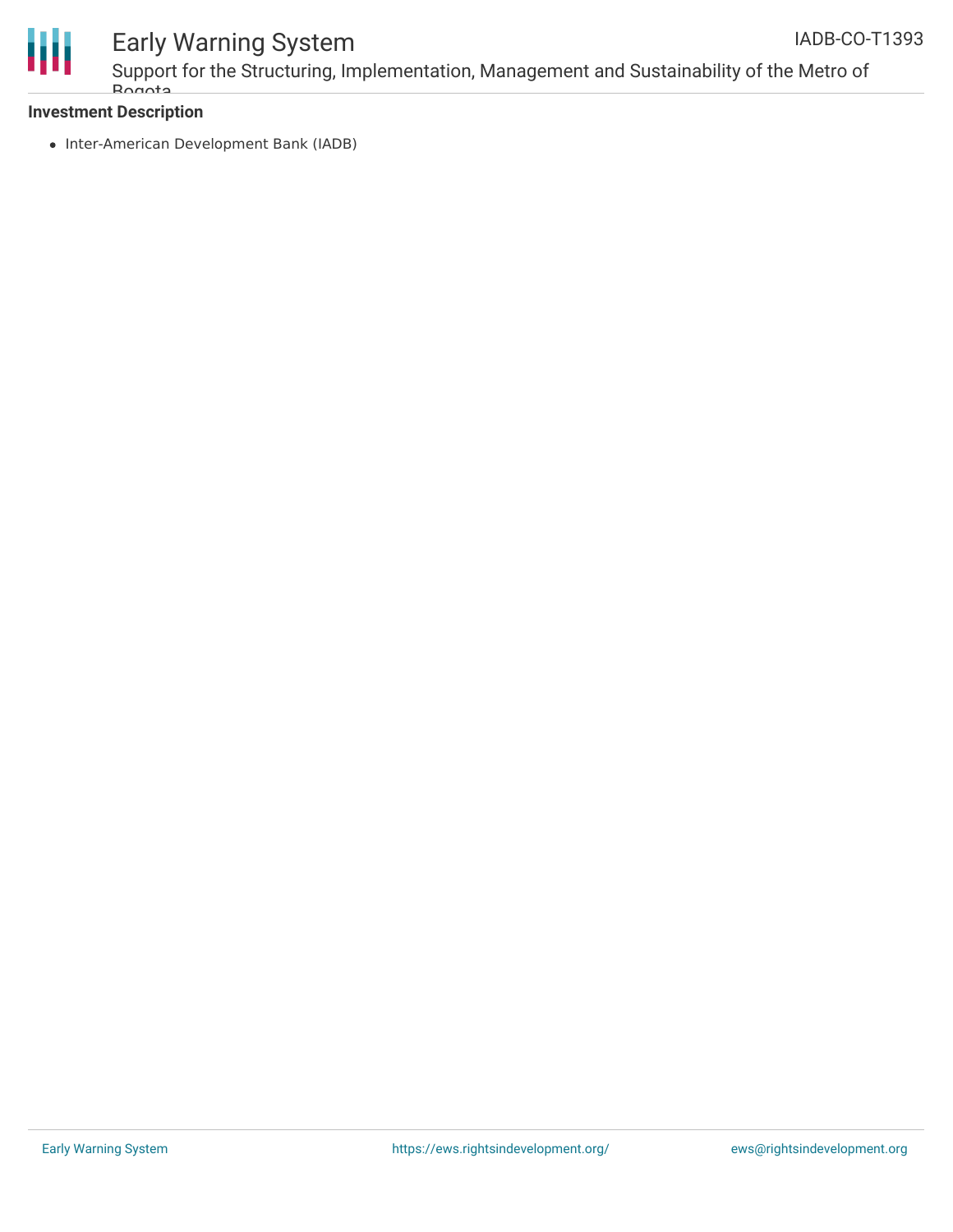**Investment Description**

- Inter-American Development Bank (IADB)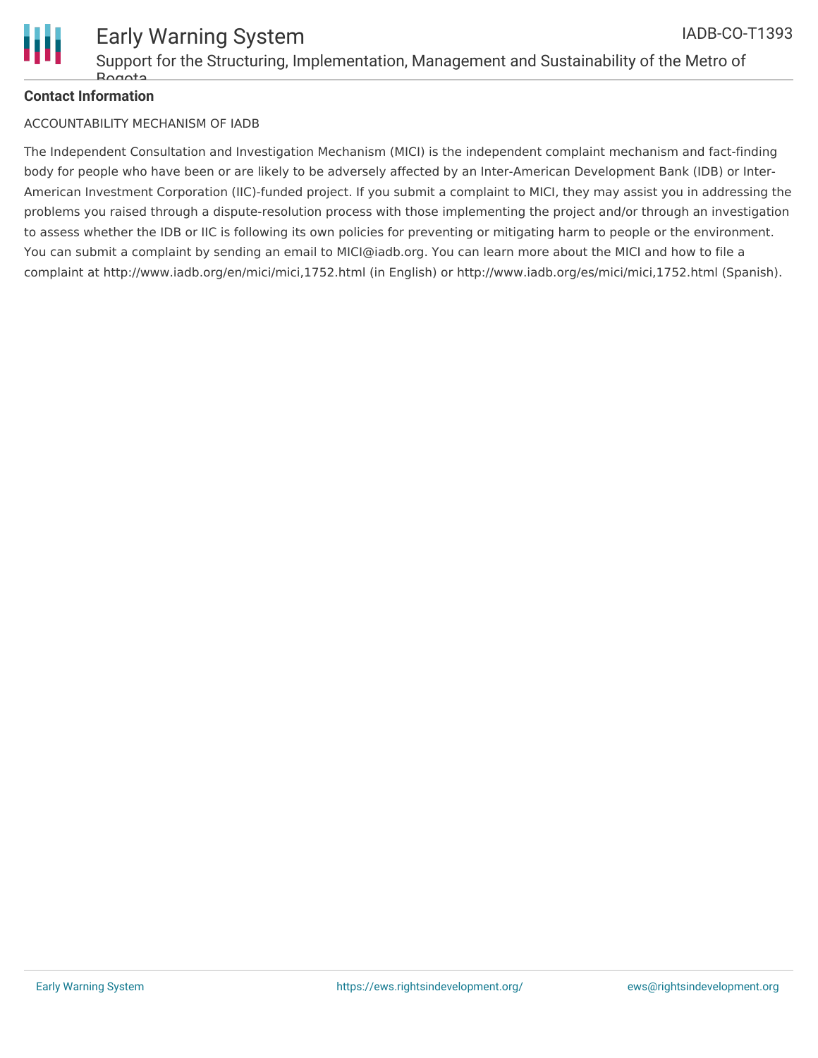**Contact Information**

ACCOUNTABILITY MECHANISM OF IADB

The Independent Consultation and Investigation Mechanism (MICI) is the independent complaint mechanism and fact-finding body for people who have been or are likely to be adversely affected by an Inter-American Development Bank (IDB) or Inter-American Investment Corporation (IIC)-funded project. If you submit a complaint to MICI, they may assist you in addressing the problems you raised through a dispute-resolution process with those implementing the project and/or through an investigation to assess whether the IDB or IIC is following its own policies for preventing or mitigating harm to people or the environment. You can submit a complaint by sending an email to MICI@iadb.org. You can learn more about the MICI and how to file a complaint at http://www.iadb.org/en/mici/mici,1752.html (in English) or http://www.iadb.org/es/mici/mici,1752.html (Spanish).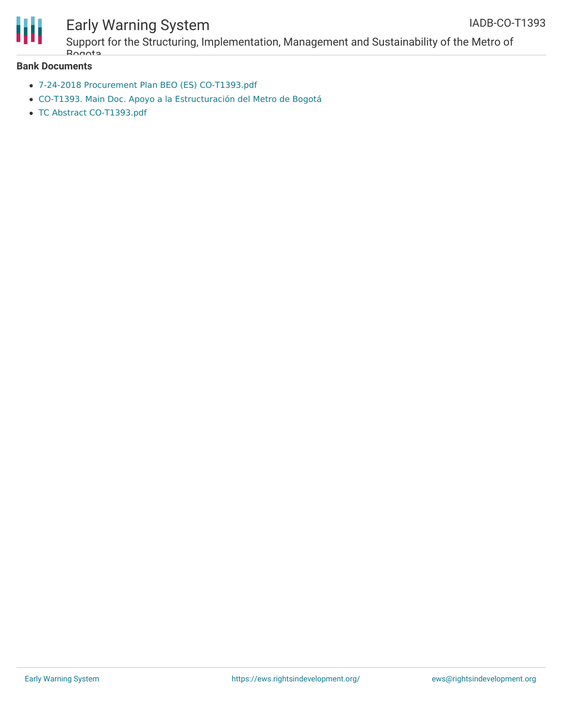**Bank Documents**

- 7-24-2018 Procurement Plan BEO (ES) CO-T1393.pdf
- CO-T1393. Main Doc. Apoyo a la Estructuración del Metro de Bogotá
- TC Abstract CO-T1393.pdf